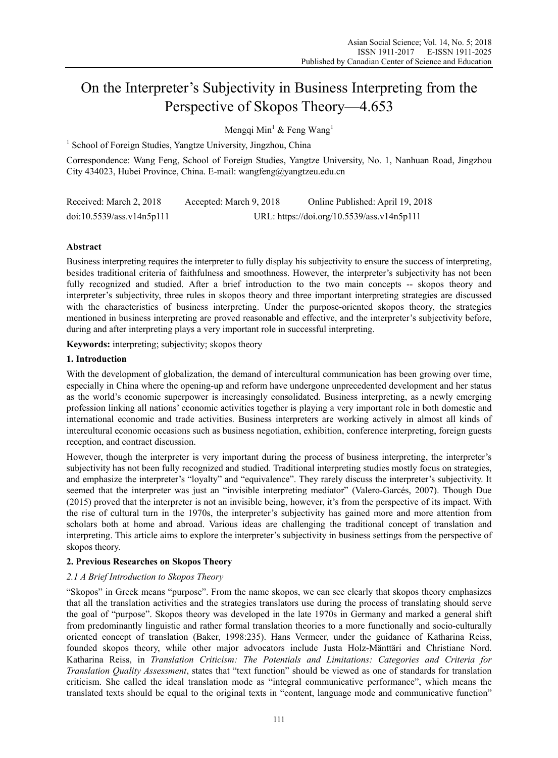# On the Interpreter's Subjectivity in Business Interpreting from the Perspective of Skopos Theory—4.653

Mengqi Min[1] & Feng Wang[1]

[1] School of Foreign Studies, Yangtze University, Jingzhou, China

Correspondence: Wang Feng, School of Foreign Studies, Yangtze University, No. 1, Nanhuan Road, Jingzhou City 434023, Hubei Province, China. E-mail: wangfeng@yangtzeu.edu.cn

Received: March 2, 2018 Accepted: March 9, 2018 Online Published: April 19, 2018

doi:10.5539/ass.v14n5p111 URL: https://doi.org/10.5539/ass.v14n5p111

## Abstract

Business interpreting requires the interpreter to fully display his subjectivity to ensure the success of interpreting, besides traditional criteria of faithfulness and smoothness. However, the interpreter's subjectivity has not been fully recognized and studied. After a brief introduction to the two main concepts -- skopos theory and interpreter's subjectivity, three rules in skopos theory and three important interpreting strategies are discussed with the characteristics of business interpreting. Under the purpose-oriented skopos theory, the strategies mentioned in business interpreting are proved reasonable and effective, and the interpreter's subjectivity before, during and after interpreting plays a very important role in successful interpreting.

**Keywords:** interpreting; subjectivity; skopos theory

## 1. Introduction

With the development of globalization, the demand of intercultural communication has been growing over time, especially in China where the opening-up and reform have undergone unprecedented development and her status as the world's economic superpower is increasingly consolidated. Business interpreting, as a newly emerging profession linking all nations' economic activities together is playing a very important role in both domestic and international economic and trade activities. Business interpreters are working actively in almost all kinds of intercultural economic occasions such as business negotiation, exhibition, conference interpreting, foreign guests reception, and contract discussion.

However, though the interpreter is very important during the process of business interpreting, the interpreter's subjectivity has not been fully recognized and studied. Traditional interpreting studies mostly focus on strategies, and emphasize the interpreter's "loyalty" and "equivalence". They rarely discuss the interpreter's subjectivity. It seemed that the interpreter was just an "invisible interpreting mediator" (Valero-Garcés, 2007). Though Due (2015) proved that the interpreter is not an invisible being, however, it's from the perspective of its impact. With the rise of cultural turn in the 1970s, the interpreter's subjectivity has gained more and more attention from scholars both at home and abroad. Various ideas are challenging the traditional concept of translation and interpreting. This article aims to explore the interpreter's subjectivity in business settings from the perspective of skopos theory.

## 2. Previous Researches on Skopos Theory

### *2.1 A Brief Introduction to Skopos Theory*

"Skopos" in Greek means "purpose". From the name skopos, we can see clearly that skopos theory emphasizes that all the translation activities and the strategies translators use during the process of translating should serve the goal of "purpose". Skopos theory was developed in the late 1970s in Germany and marked a general shift from predominantly linguistic and rather formal translation theories to a more functionally and socio-culturally oriented concept of translation (Baker, 1998:235). Hans Vermeer, under the guidance of Katharina Reiss, founded skopos theory, while other major advocators include Justa Holz-Mänttäri and Christiane Nord. Katharina Reiss, in *Translation Criticism: The Potentials and Limitations: Categories and Criteria for Translation Quality Assessment*, states that "text function" should be viewed as one of standards for translation criticism. She called the ideal translation mode as "integral communicative performance", which means the translated texts should be equal to the original texts in "content, language mode and communicative function"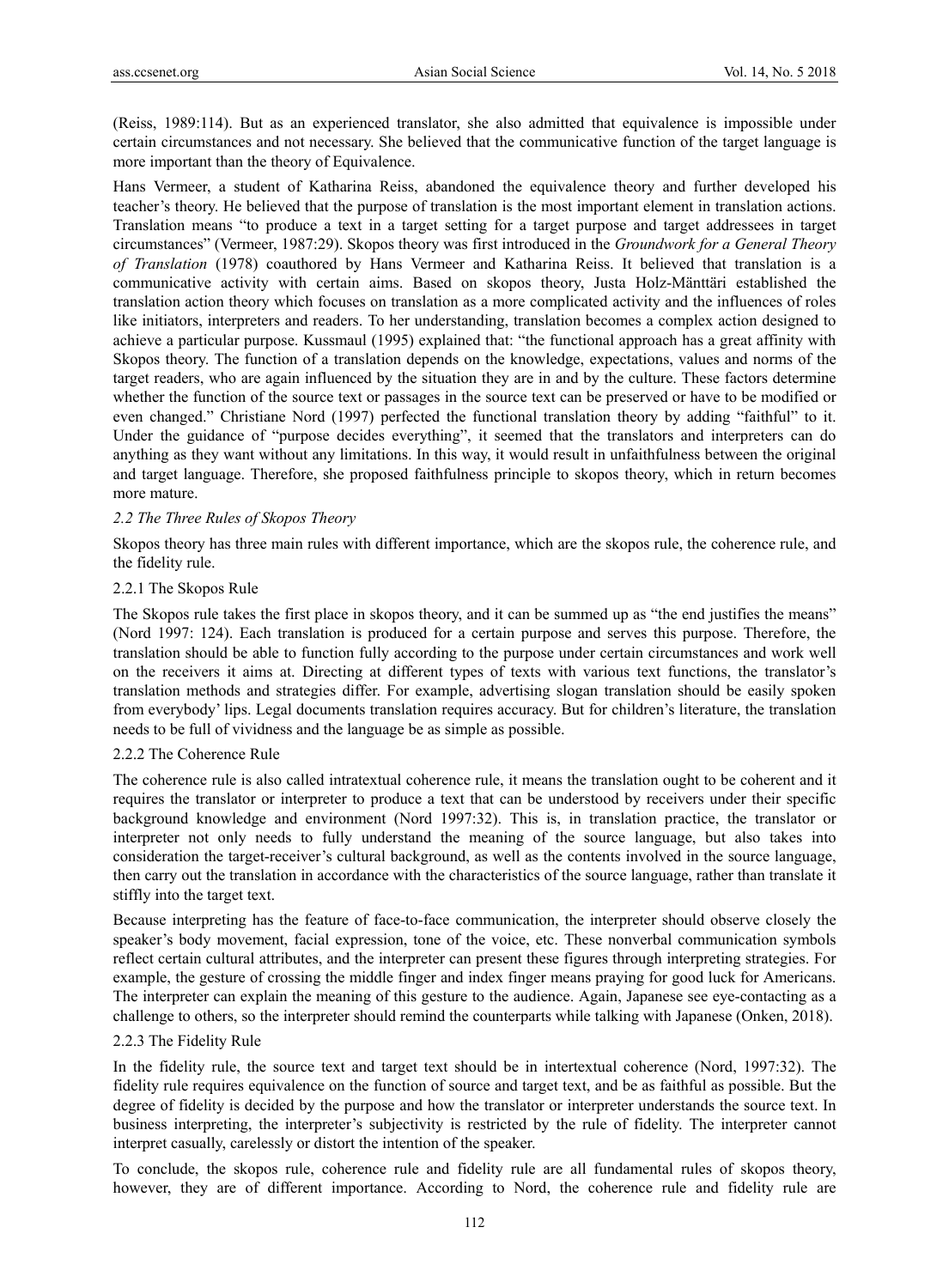(Reiss, 1989:114). But as an experienced translator, she also admitted that equivalence is impossible under certain circumstances and not necessary. She believed that the communicative function of the target language is more important than the theory of Equivalence.

Hans Vermeer, a student of Katharina Reiss, abandoned the equivalence theory and further developed his teacher's theory. He believed that the purpose of translation is the most important element in translation actions. Translation means "to produce a text in a target setting for a target purpose and target addressees in target circumstances" (Vermeer, 1987:29). Skopos theory was first introduced in the *Groundwork for a General Theory of Translation* (1978) coauthored by Hans Vermeer and Katharina Reiss. It believed that translation is a communicative activity with certain aims. Based on skopos theory, Justa Holz-Mänttäri established the translation action theory which focuses on translation as a more complicated activity and the influences of roles like initiators, interpreters and readers. To her understanding, translation becomes a complex action designed to achieve a particular purpose. Kussmaul (1995) explained that: "the functional approach has a great affinity with Skopos theory. The function of a translation depends on the knowledge, expectations, values and norms of the target readers, who are again influenced by the situation they are in and by the culture. These factors determine whether the function of the source text or passages in the source text can be preserved or have to be modified or even changed." Christiane Nord (1997) perfected the functional translation theory by adding "faithful" to it. Under the guidance of "purpose decides everything", it seemed that the translators and interpreters can do anything as they want without any limitations. In this way, it would result in unfaithfulness between the original and target language. Therefore, she proposed faithfulness principle to skopos theory, which in return becomes more mature.

### *2.2 The Three Rules of Skopos Theory*

Skopos theory has three main rules with different importance, which are the skopos rule, the coherence rule, and the fidelity rule.

#### 2.2.1 The Skopos Rule

The Skopos rule takes the first place in skopos theory, and it can be summed up as "the end justifies the means" (Nord 1997: 124). Each translation is produced for a certain purpose and serves this purpose. Therefore, the translation should be able to function fully according to the purpose under certain circumstances and work well on the receivers it aims at. Directing at different types of texts with various text functions, the translator's translation methods and strategies differ. For example, advertising slogan translation should be easily spoken from everybody' lips. Legal documents translation requires accuracy. But for children's literature, the translation needs to be full of vividness and the language be as simple as possible.

#### 2.2.2 The Coherence Rule

The coherence rule is also called intratextual coherence rule, it means the translation ought to be coherent and it requires the translator or interpreter to produce a text that can be understood by receivers under their specific background knowledge and environment (Nord 1997:32). This is, in translation practice, the translator or interpreter not only needs to fully understand the meaning of the source language, but also takes into consideration the target-receiver's cultural background, as well as the contents involved in the source language, then carry out the translation in accordance with the characteristics of the source language, rather than translate it stiffly into the target text.

Because interpreting has the feature of face-to-face communication, the interpreter should observe closely the speaker's body movement, facial expression, tone of the voice, etc. These nonverbal communication symbols reflect certain cultural attributes, and the interpreter can present these figures through interpreting strategies. For example, the gesture of crossing the middle finger and index finger means praying for good luck for Americans. The interpreter can explain the meaning of this gesture to the audience. Again, Japanese see eye-contacting as a challenge to others, so the interpreter should remind the counterparts while talking with Japanese (Onken, 2018).

#### 2.2.3 The Fidelity Rule

In the fidelity rule, the source text and target text should be in intertextual coherence (Nord, 1997:32). The fidelity rule requires equivalence on the function of source and target text, and be as faithful as possible. But the degree of fidelity is decided by the purpose and how the translator or interpreter understands the source text. In business interpreting, the interpreter's subjectivity is restricted by the rule of fidelity. The interpreter cannot interpret casually, carelessly or distort the intention of the speaker.

To conclude, the skopos rule, coherence rule and fidelity rule are all fundamental rules of skopos theory, however, they are of different importance. According to Nord, the coherence rule and fidelity rule are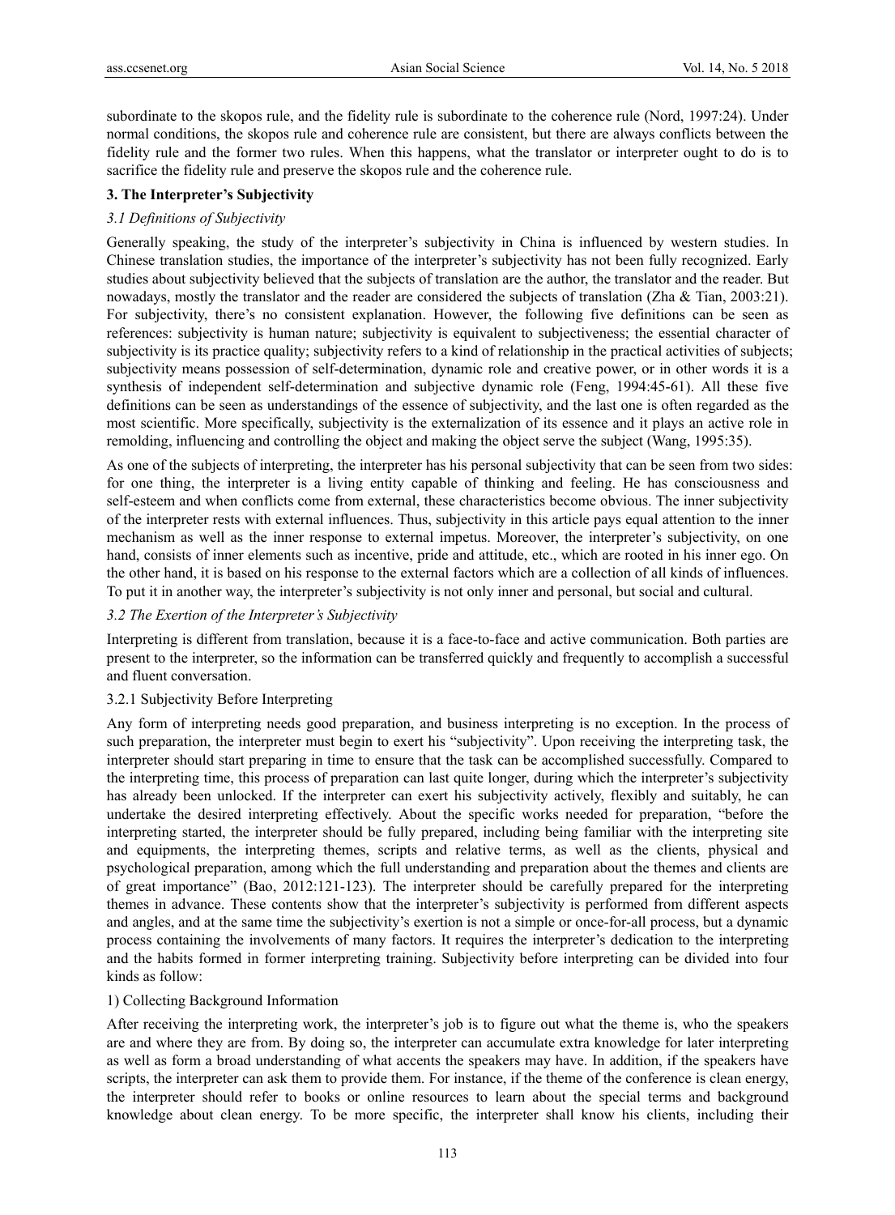subordinate to the skopos rule, and the fidelity rule is subordinate to the coherence rule (Nord, 1997:24). Under normal conditions, the skopos rule and coherence rule are consistent, but there are always conflicts between the fidelity rule and the former two rules. When this happens, what the translator or interpreter ought to do is to sacrifice the fidelity rule and preserve the skopos rule and the coherence rule.

## 3. The Interpreter's Subjectivity

### *3.1 Definitions of Subjectivity*

Generally speaking, the study of the interpreter's subjectivity in China is influenced by western studies. In Chinese translation studies, the importance of the interpreter's subjectivity has not been fully recognized. Early studies about subjectivity believed that the subjects of translation are the author, the translator and the reader. But nowadays, mostly the translator and the reader are considered the subjects of translation (Zha & Tian, 2003:21). For subjectivity, there's no consistent explanation. However, the following five definitions can be seen as references: subjectivity is human nature; subjectivity is equivalent to subjectiveness; the essential character of subjectivity is its practice quality; subjectivity refers to a kind of relationship in the practical activities of subjects; subjectivity means possession of self-determination, dynamic role and creative power, or in other words it is a synthesis of independent self-determination and subjective dynamic role (Feng, 1994:45-61). All these five definitions can be seen as understandings of the essence of subjectivity, and the last one is often regarded as the most scientific. More specifically, subjectivity is the externalization of its essence and it plays an active role in remolding, influencing and controlling the object and making the object serve the subject (Wang, 1995:35).

As one of the subjects of interpreting, the interpreter has his personal subjectivity that can be seen from two sides: for one thing, the interpreter is a living entity capable of thinking and feeling. He has consciousness and self-esteem and when conflicts come from external, these characteristics become obvious. The inner subjectivity of the interpreter rests with external influences. Thus, subjectivity in this article pays equal attention to the inner mechanism as well as the inner response to external impetus. Moreover, the interpreter's subjectivity, on one hand, consists of inner elements such as incentive, pride and attitude, etc., which are rooted in his inner ego. On the other hand, it is based on his response to the external factors which are a collection of all kinds of influences. To put it in another way, the interpreter's subjectivity is not only inner and personal, but social and cultural.

### *3.2 The Exertion of the Interpreter's Subjectivity*

Interpreting is different from translation, because it is a face-to-face and active communication. Both parties are present to the interpreter, so the information can be transferred quickly and frequently to accomplish a successful and fluent conversation.

#### 3.2.1 Subjectivity Before Interpreting

Any form of interpreting needs good preparation, and business interpreting is no exception. In the process of such preparation, the interpreter must begin to exert his "subjectivity". Upon receiving the interpreting task, the interpreter should start preparing in time to ensure that the task can be accomplished successfully. Compared to the interpreting time, this process of preparation can last quite longer, during which the interpreter's subjectivity has already been unlocked. If the interpreter can exert his subjectivity actively, flexibly and suitably, he can undertake the desired interpreting effectively. About the specific works needed for preparation, "before the interpreting started, the interpreter should be fully prepared, including being familiar with the interpreting site and equipments, the interpreting themes, scripts and relative terms, as well as the clients, physical and psychological preparation, among which the full understanding and preparation about the themes and clients are of great importance" (Bao, 2012:121-123). The interpreter should be carefully prepared for the interpreting themes in advance. These contents show that the interpreter's subjectivity is performed from different aspects and angles, and at the same time the subjectivity's exertion is not a simple or once-for-all process, but a dynamic process containing the involvements of many factors. It requires the interpreter's dedication to the interpreting and the habits formed in former interpreting training. Subjectivity before interpreting can be divided into four kinds as follow:

1) Collecting Background Information

After receiving the interpreting work, the interpreter's job is to figure out what the theme is, who the speakers are and where they are from. By doing so, the interpreter can accumulate extra knowledge for later interpreting as well as form a broad understanding of what accents the speakers may have. In addition, if the speakers have scripts, the interpreter can ask them to provide them. For instance, if the theme of the conference is clean energy, the interpreter should refer to books or online resources to learn about the special terms and background knowledge about clean energy. To be more specific, the interpreter shall know his clients, including their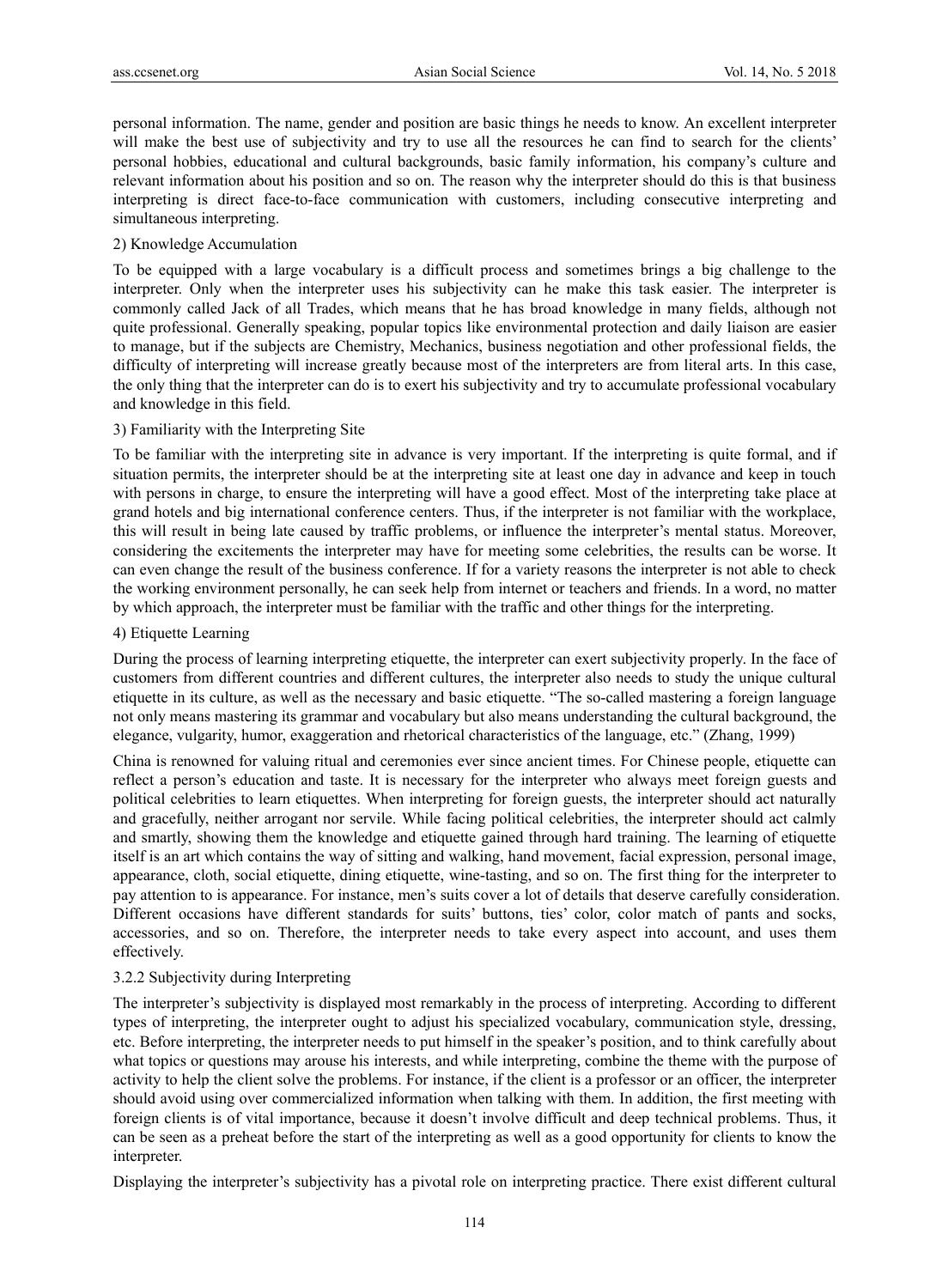personal information. The name, gender and position are basic things he needs to know. An excellent interpreter will make the best use of subjectivity and try to use all the resources he can find to search for the clients' personal hobbies, educational and cultural backgrounds, basic family information, his company's culture and relevant information about his position and so on. The reason why the interpreter should do this is that business interpreting is direct face-to-face communication with customers, including consecutive interpreting and simultaneous interpreting.

2) Knowledge Accumulation

To be equipped with a large vocabulary is a difficult process and sometimes brings a big challenge to the interpreter. Only when the interpreter uses his subjectivity can he make this task easier. The interpreter is commonly called Jack of all Trades, which means that he has broad knowledge in many fields, although not quite professional. Generally speaking, popular topics like environmental protection and daily liaison are easier to manage, but if the subjects are Chemistry, Mechanics, business negotiation and other professional fields, the difficulty of interpreting will increase greatly because most of the interpreters are from literal arts. In this case, the only thing that the interpreter can do is to exert his subjectivity and try to accumulate professional vocabulary and knowledge in this field.

3) Familiarity with the Interpreting Site

To be familiar with the interpreting site in advance is very important. If the interpreting is quite formal, and if situation permits, the interpreter should be at the interpreting site at least one day in advance and keep in touch with persons in charge, to ensure the interpreting will have a good effect. Most of the interpreting take place at grand hotels and big international conference centers. Thus, if the interpreter is not familiar with the workplace, this will result in being late caused by traffic problems, or influence the interpreter's mental status. Moreover, considering the excitements the interpreter may have for meeting some celebrities, the results can be worse. It can even change the result of the business conference. If for a variety reasons the interpreter is not able to check the working environment personally, he can seek help from internet or teachers and friends. In a word, no matter by which approach, the interpreter must be familiar with the traffic and other things for the interpreting.

4) Etiquette Learning

During the process of learning interpreting etiquette, the interpreter can exert subjectivity properly. In the face of customers from different countries and different cultures, the interpreter also needs to study the unique cultural etiquette in its culture, as well as the necessary and basic etiquette. "The so-called mastering a foreign language not only means mastering its grammar and vocabulary but also means understanding the cultural background, the elegance, vulgarity, humor, exaggeration and rhetorical characteristics of the language, etc." (Zhang, 1999)

China is renowned for valuing ritual and ceremonies ever since ancient times. For Chinese people, etiquette can reflect a person's education and taste. It is necessary for the interpreter who always meet foreign guests and political celebrities to learn etiquettes. When interpreting for foreign guests, the interpreter should act naturally and gracefully, neither arrogant nor servile. While facing political celebrities, the interpreter should act calmly and smartly, showing them the knowledge and etiquette gained through hard training. The learning of etiquette itself is an art which contains the way of sitting and walking, hand movement, facial expression, personal image, appearance, cloth, social etiquette, dining etiquette, wine-tasting, and so on. The first thing for the interpreter to pay attention to is appearance. For instance, men's suits cover a lot of details that deserve carefully consideration. Different occasions have different standards for suits' buttons, ties' color, color match of pants and socks, accessories, and so on. Therefore, the interpreter needs to take every aspect into account, and uses them effectively.

#### 3.2.2 Subjectivity during Interpreting

The interpreter's subjectivity is displayed most remarkably in the process of interpreting. According to different types of interpreting, the interpreter ought to adjust his specialized vocabulary, communication style, dressing, etc. Before interpreting, the interpreter needs to put himself in the speaker's position, and to think carefully about what topics or questions may arouse his interests, and while interpreting, combine the theme with the purpose of activity to help the client solve the problems. For instance, if the client is a professor or an officer, the interpreter should avoid using over commercialized information when talking with them. In addition, the first meeting with foreign clients is of vital importance, because it doesn't involve difficult and deep technical problems. Thus, it can be seen as a preheat before the start of the interpreting as well as a good opportunity for clients to know the interpreter.

Displaying the interpreter's subjectivity has a pivotal role on interpreting practice. There exist different cultural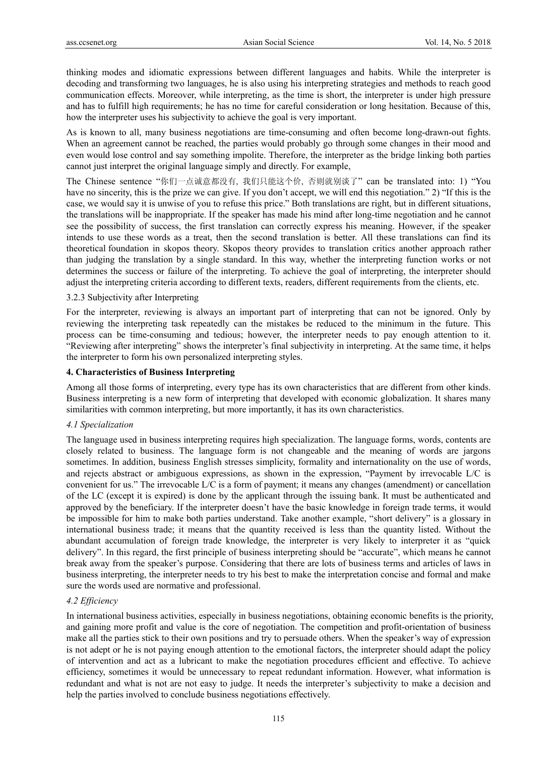thinking modes and idiomatic expressions between different languages and habits. While the interpreter is decoding and transforming two languages, he is also using his interpreting strategies and methods to reach good communication effects. Moreover, while interpreting, as the time is short, the interpreter is under high pressure and has to fulfill high requirements; he has no time for careful consideration or long hesitation. Because of this, how the interpreter uses his subjectivity to achieve the goal is very important.

As is known to all, many business negotiations are time-consuming and often become long-drawn-out fights. When an agreement cannot be reached, the parties would probably go through some changes in their mood and even would lose control and say something impolite. Therefore, the interpreter as the bridge linking both parties cannot just interpret the original language simply and directly. For example,

The Chinese sentence "你们一点诚意都没有，我们只能这个价，否则就别谈了" can be translated into: 1) "You have no sincerity, this is the prize we can give. If you don't accept, we will end this negotiation." 2) "If this is the case, we would say it is unwise of you to refuse this price." Both translations are right, but in different situations, the translations will be inappropriate. If the speaker has made his mind after long-time negotiation and he cannot see the possibility of success, the first translation can correctly express his meaning. However, if the speaker intends to use these words as a treat, then the second translation is better. All these translations can find its theoretical foundation in skopos theory. Skopos theory provides to translation critics another approach rather than judging the translation by a single standard. In this way, whether the interpreting function works or not determines the success or failure of the interpreting. To achieve the goal of interpreting, the interpreter should adjust the interpreting criteria according to different texts, readers, different requirements from the clients, etc.

3.2.3 Subjectivity after Interpreting

For the interpreter, reviewing is always an important part of interpreting that can not be ignored. Only by reviewing the interpreting task repeatedly can the mistakes be reduced to the minimum in the future. This process can be time-consuming and tedious; however, the interpreter needs to pay enough attention to it. "Reviewing after interpreting" shows the interpreter's final subjectivity in interpreting. At the same time, it helps the interpreter to form his own personalized interpreting styles.

## 4. Characteristics of Business Interpreting

Among all those forms of interpreting, every type has its own characteristics that are different from other kinds. Business interpreting is a new form of interpreting that developed with economic globalization. It shares many similarities with common interpreting, but more importantly, it has its own characteristics.

### *4.1 Specialization*

The language used in business interpreting requires high specialization. The language forms, words, contents are closely related to business. The language form is not changeable and the meaning of words are jargons sometimes. In addition, business English stresses simplicity, formality and internationality on the use of words, and rejects abstract or ambiguous expressions, as shown in the expression, "Payment by irrevocable L/C is convenient for us." The irrevocable L/C is a form of payment; it means any changes (amendment) or cancellation of the LC (except it is expired) is done by the applicant through the issuing bank. It must be authenticated and approved by the beneficiary. If the interpreter doesn't have the basic knowledge in foreign trade terms, it would be impossible for him to make both parties understand. Take another example, "short delivery" is a glossary in international business trade; it means that the quantity received is less than the quantity listed. Without the abundant accumulation of foreign trade knowledge, the interpreter is very likely to interpreter it as "quick delivery". In this regard, the first principle of business interpreting should be "accurate", which means he cannot break away from the speaker's purpose. Considering that there are lots of business terms and articles of laws in business interpreting, the interpreter needs to try his best to make the interpretation concise and formal and make sure the words used are normative and professional.

### *4.2 Efficiency*

In international business activities, especially in business negotiations, obtaining economic benefits is the priority, and gaining more profit and value is the core of negotiation. The competition and profit-orientation of business make all the parties stick to their own positions and try to persuade others. When the speaker's way of expression is not adept or he is not paying enough attention to the emotional factors, the interpreter should adapt the policy of intervention and act as a lubricant to make the negotiation procedures efficient and effective. To achieve efficiency, sometimes it would be unnecessary to repeat redundant information. However, what information is redundant and what is not are not easy to judge. It needs the interpreter's subjectivity to make a decision and help the parties involved to conclude business negotiations effectively.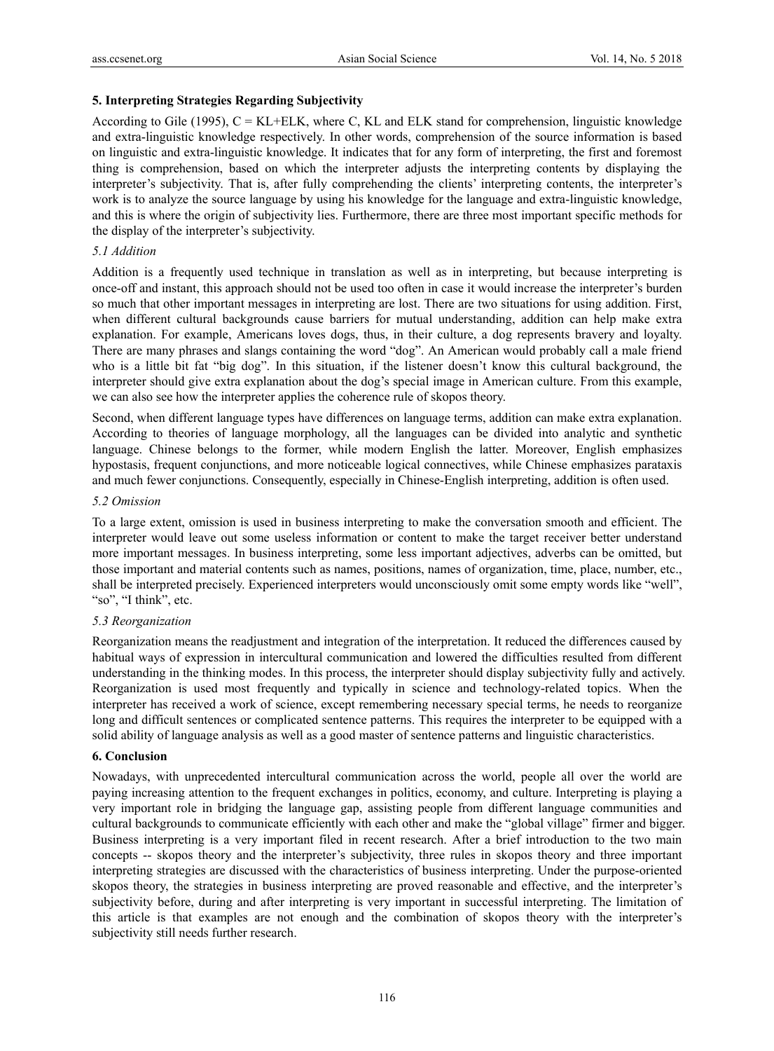## 5. Interpreting Strategies Regarding Subjectivity

According to Gile (1995), C = KL+ELK, where C, KL and ELK stand for comprehension, linguistic knowledge and extra-linguistic knowledge respectively. In other words, comprehension of the source information is based on linguistic and extra-linguistic knowledge. It indicates that for any form of interpreting, the first and foremost thing is comprehension, based on which the interpreter adjusts the interpreting contents by displaying the interpreter's subjectivity. That is, after fully comprehending the clients' interpreting contents, the interpreter's work is to analyze the source language by using his knowledge for the language and extra-linguistic knowledge, and this is where the origin of subjectivity lies. Furthermore, there are three most important specific methods for the display of the interpreter's subjectivity.

### *5.1 Addition*

Addition is a frequently used technique in translation as well as in interpreting, but because interpreting is once-off and instant, this approach should not be used too often in case it would increase the interpreter's burden so much that other important messages in interpreting are lost. There are two situations for using addition. First, when different cultural backgrounds cause barriers for mutual understanding, addition can help make extra explanation. For example, Americans loves dogs, thus, in their culture, a dog represents bravery and loyalty. There are many phrases and slangs containing the word "dog". An American would probably call a male friend who is a little bit fat "big dog". In this situation, if the listener doesn't know this cultural background, the interpreter should give extra explanation about the dog's special image in American culture. From this example, we can also see how the interpreter applies the coherence rule of skopos theory.

Second, when different language types have differences on language terms, addition can make extra explanation. According to theories of language morphology, all the languages can be divided into analytic and synthetic language. Chinese belongs to the former, while modern English the latter. Moreover, English emphasizes hypostasis, frequent conjunctions, and more noticeable logical connectives, while Chinese emphasizes parataxis and much fewer conjunctions. Consequently, especially in Chinese-English interpreting, addition is often used.

### *5.2 Omission*

To a large extent, omission is used in business interpreting to make the conversation smooth and efficient. The interpreter would leave out some useless information or content to make the target receiver better understand more important messages. In business interpreting, some less important adjectives, adverbs can be omitted, but those important and material contents such as names, positions, names of organization, time, place, number, etc., shall be interpreted precisely. Experienced interpreters would unconsciously omit some empty words like "well", "so", "I think", etc.

### *5.3 Reorganization*

Reorganization means the readjustment and integration of the interpretation. It reduced the differences caused by habitual ways of expression in intercultural communication and lowered the difficulties resulted from different understanding in the thinking modes. In this process, the interpreter should display subjectivity fully and actively. Reorganization is used most frequently and typically in science and technology-related topics. When the interpreter has received a work of science, except remembering necessary special terms, he needs to reorganize long and difficult sentences or complicated sentence patterns. This requires the interpreter to be equipped with a solid ability of language analysis as well as a good master of sentence patterns and linguistic characteristics.

## 6. Conclusion

Nowadays, with unprecedented intercultural communication across the world, people all over the world are paying increasing attention to the frequent exchanges in politics, economy, and culture. Interpreting is playing a very important role in bridging the language gap, assisting people from different language communities and cultural backgrounds to communicate efficiently with each other and make the "global village" firmer and bigger. Business interpreting is a very important filed in recent research. After a brief introduction to the two main concepts -- skopos theory and the interpreter's subjectivity, three rules in skopos theory and three important interpreting strategies are discussed with the characteristics of business interpreting. Under the purpose-oriented skopos theory, the strategies in business interpreting are proved reasonable and effective, and the interpreter's subjectivity before, during and after interpreting is very important in successful interpreting. The limitation of this article is that examples are not enough and the combination of skopos theory with the interpreter's subjectivity still needs further research.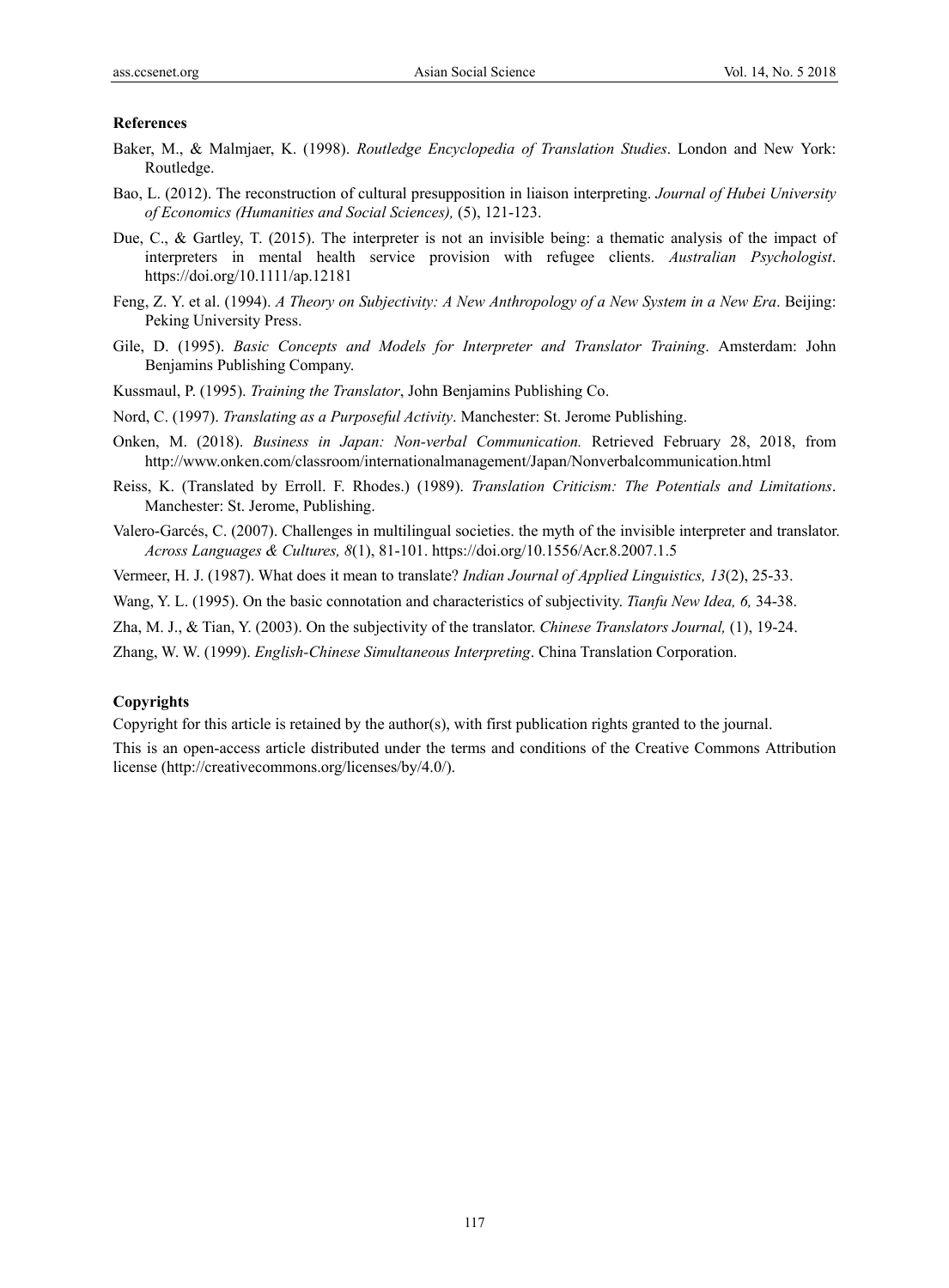**References**

Baker, M., & Malmjaer, K. (1998). *Routledge Encyclopedia of Translation Studies*. London and New York: Routledge.

Bao, L. (2012). The reconstruction of cultural presupposition in liaison interpreting. *Journal of Hubei University of Economics (Humanities and Social Sciences),* (5), 121-123.

Due, C., & Gartley, T. (2015). The interpreter is not an invisible being: a thematic analysis of the impact of interpreters in mental health service provision with refugee clients. *Australian Psychologist*. https://doi.org/10.1111/ap.12181

Feng, Z. Y. et al. (1994). *A Theory on Subjectivity: A New Anthropology of a New System in a New Era*. Beijing: Peking University Press.

Gile, D. (1995). *Basic Concepts and Models for Interpreter and Translator Training*. Amsterdam: John Benjamins Publishing Company.

Kussmaul, P. (1995). *Training the Translator*, John Benjamins Publishing Co.

Nord, C. (1997). *Translating as a Purposeful Activity*. Manchester: St. Jerome Publishing.

Onken, M. (2018). *Business in Japan: Non-verbal Communication.* Retrieved February 28, 2018, from http://www.onken.com/classroom/internationalmanagement/Japan/Nonverbalcommunication.html

Reiss, K. (Translated by Erroll. F. Rhodes.) (1989). *Translation Criticism: The Potentials and Limitations*. Manchester: St. Jerome, Publishing.

Valero-Garcés, C. (2007). Challenges in multilingual societies. the myth of the invisible interpreter and translator. *Across Languages & Cultures, 8*(1), 81-101. https://doi.org/10.1556/Acr.8.2007.1.5

Vermeer, H. J. (1987). What does it mean to translate? *Indian Journal of Applied Linguistics, 13*(2), 25-33.

Wang, Y. L. (1995). On the basic connotation and characteristics of subjectivity. *Tianfu New Idea, 6,* 34-38.

Zha, M. J., & Tian, Y. (2003). On the subjectivity of the translator. *Chinese Translators Journal,* (1), 19-24.

Zhang, W. W. (1999). *English-Chinese Simultaneous Interpreting*. China Translation Corporation.

**Copyrights**

Copyright for this article is retained by the author(s), with first publication rights granted to the journal.

This is an open-access article distributed under the terms and conditions of the Creative Commons Attribution license (http://creativecommons.org/licenses/by/4.0/).